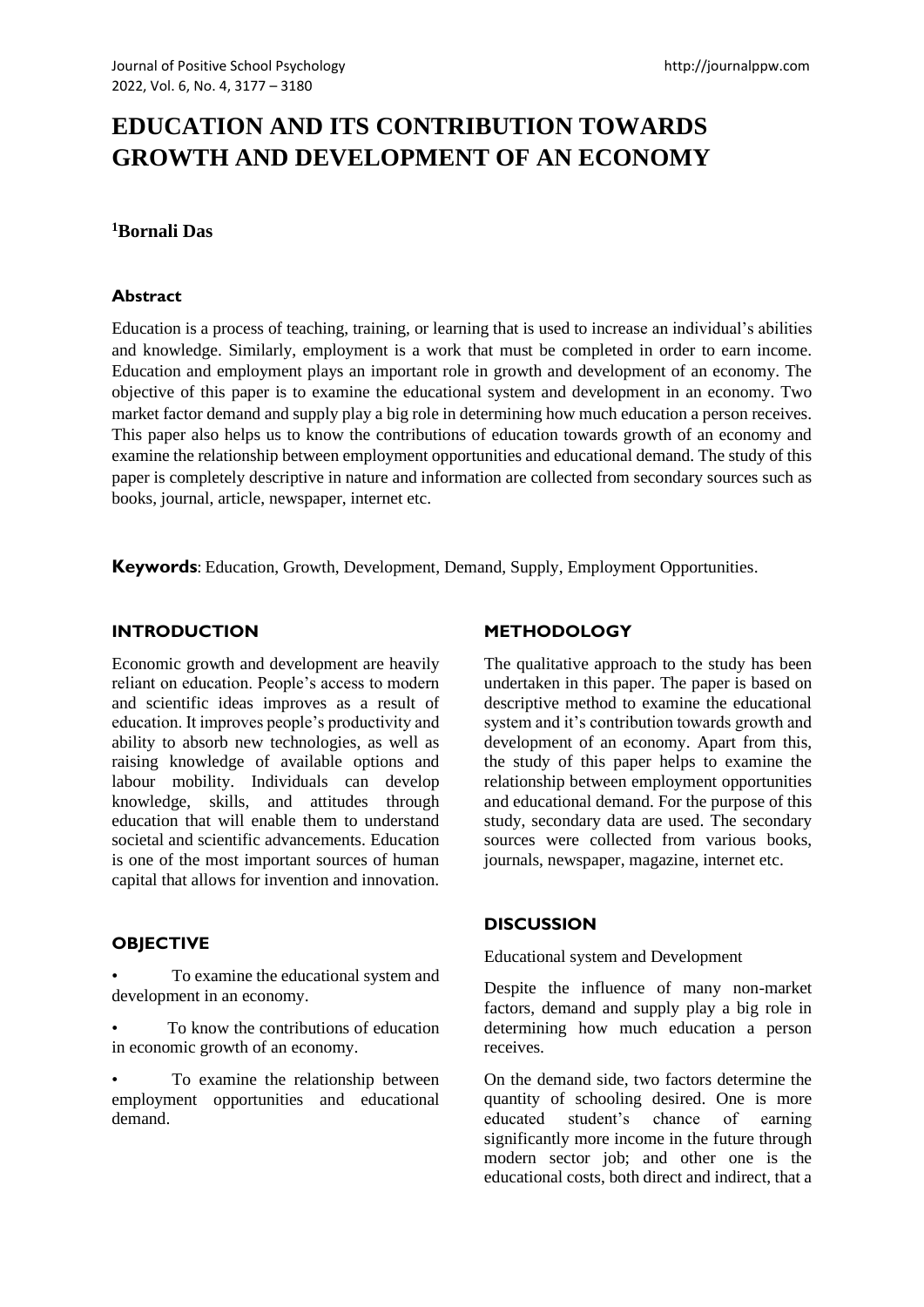# EDUCATION AND ITS CONTRIBUTION TOWARDS GROWTH AND DEVELOPMENT OF AN ECONOMY

**[1]Bornali Das**

## Abstract

Education is a process of teaching, training, or learning that is used to increase an individual's abilities and knowledge. Similarly, employment is a work that must be completed in order to earn income. Education and employment plays an important role in growth and development of an economy. The objective of this paper is to examine the educational system and development in an economy. Two market factor demand and supply play a big role in determining how much education a person receives. This paper also helps us to know the contributions of education towards growth of an economy and examine the relationship between employment opportunities and educational demand. The study of this paper is completely descriptive in nature and information are collected from secondary sources such as books, journal, article, newspaper, internet etc.

**Keywords**: Education, Growth, Development, Demand, Supply, Employment Opportunities.

## INTRODUCTION

Economic growth and development are heavily reliant on education. People's access to modern and scientific ideas improves as a result of education. It improves people's productivity and ability to absorb new technologies, as well as raising knowledge of available options and labour mobility. Individuals can develop knowledge, skills, and attitudes through education that will enable them to understand societal and scientific advancements. Education is one of the most important sources of human capital that allows for invention and innovation.

## OBJECTIVE

- To examine the educational system and development in an economy.
- To know the contributions of education in economic growth of an economy.
- To examine the relationship between employment opportunities and educational demand.

## METHODOLOGY

The qualitative approach to the study has been undertaken in this paper. The paper is based on descriptive method to examine the educational system and it's contribution towards growth and development of an economy. Apart from this, the study of this paper helps to examine the relationship between employment opportunities and educational demand. For the purpose of this study, secondary data are used. The secondary sources were collected from various books, journals, newspaper, magazine, internet etc.

## DISCUSSION

Educational system and Development

Despite the influence of many non-market factors, demand and supply play a big role in determining how much education a person receives.

On the demand side, two factors determine the quantity of schooling desired. One is more educated student's chance of earning significantly more income in the future through modern sector job; and other one is the educational costs, both direct and indirect, that a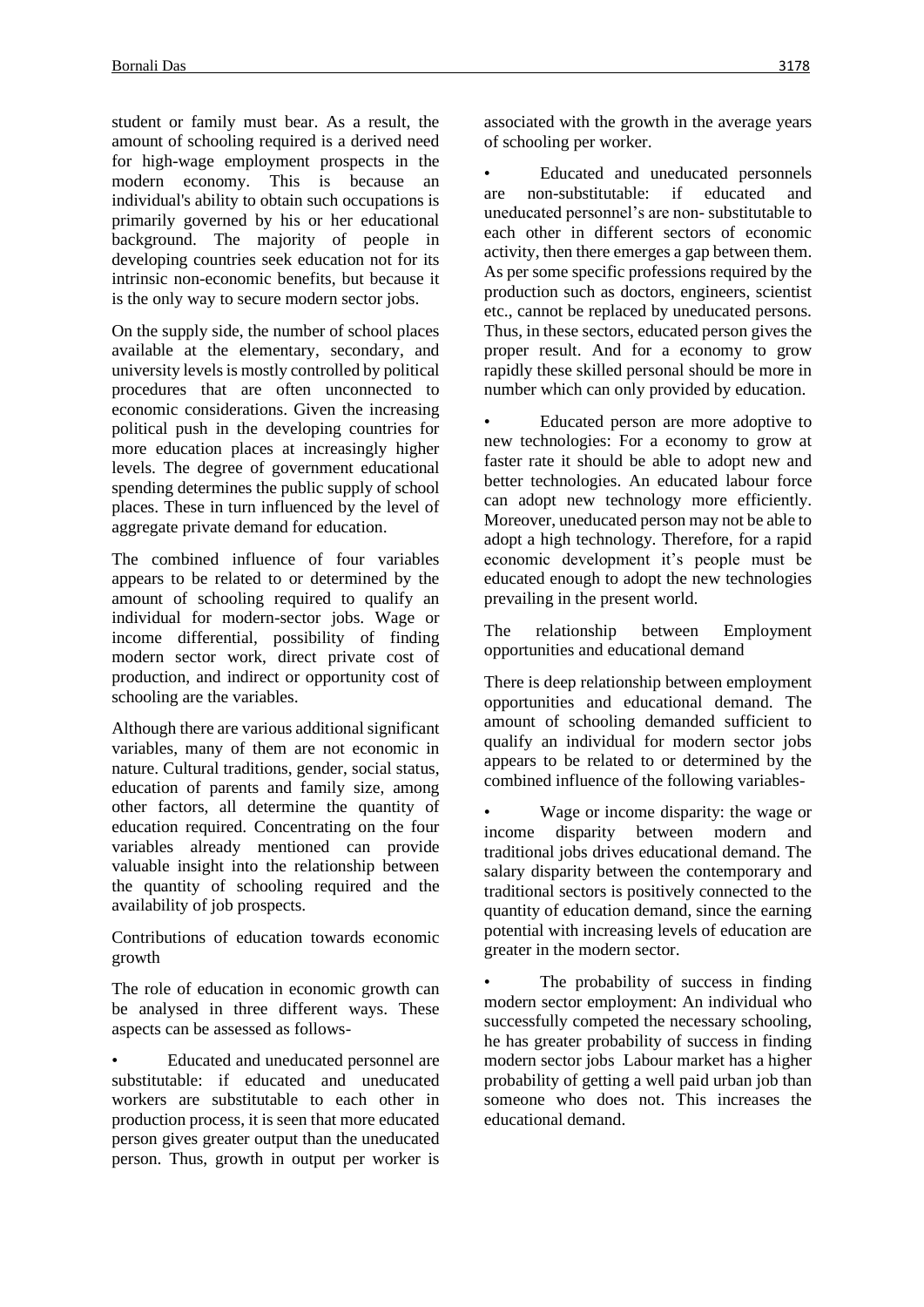student or family must bear. As a result, the amount of schooling required is a derived need for high-wage employment prospects in the modern economy. This is because an individual's ability to obtain such occupations is primarily governed by his or her educational background. The majority of people in developing countries seek education not for its intrinsic non-economic benefits, but because it is the only way to secure modern sector jobs.

On the supply side, the number of school places available at the elementary, secondary, and university levels is mostly controlled by political procedures that are often unconnected to economic considerations. Given the increasing political push in the developing countries for more education places at increasingly higher levels. The degree of government educational spending determines the public supply of school places. These in turn influenced by the level of aggregate private demand for education.

The combined influence of four variables appears to be related to or determined by the amount of schooling required to qualify an individual for modern-sector jobs. Wage or income differential, possibility of finding modern sector work, direct private cost of production, and indirect or opportunity cost of schooling are the variables.

Although there are various additional significant variables, many of them are not economic in nature. Cultural traditions, gender, social status, education of parents and family size, among other factors, all determine the quantity of education required. Concentrating on the four variables already mentioned can provide valuable insight into the relationship between the quantity of schooling required and the availability of job prospects.

## Contributions of education towards economic growth

The role of education in economic growth can be analysed in three different ways. These aspects can be assessed as follows-

- Educated and uneducated personnel are substitutable: if educated and uneducated workers are substitutable to each other in production process, it is seen that more educated person gives greater output than the uneducated person. Thus, growth in output per worker is associated with the growth in the average years of schooling per worker.
- Educated and uneducated personnels are non-substitutable: if educated and uneducated personnel's are non- substitutable to each other in different sectors of economic activity, then there emerges a gap between them. As per some specific professions required by the production such as doctors, engineers, scientist etc., cannot be replaced by uneducated persons. Thus, in these sectors, educated person gives the proper result. And for a economy to grow rapidly these skilled personal should be more in number which can only provided by education.
- Educated person are more adoptive to new technologies: For a economy to grow at faster rate it should be able to adopt new and better technologies. An educated labour force can adopt new technology more efficiently. Moreover, uneducated person may not be able to adopt a high technology. Therefore, for a rapid economic development it's people must be educated enough to adopt the new technologies prevailing in the present world.

## The relationship between Employment opportunities and educational demand

There is deep relationship between employment opportunities and educational demand. The amount of schooling demanded sufficient to qualify an individual for modern sector jobs appears to be related to or determined by the combined influence of the following variables-

- Wage or income disparity: the wage or income disparity between modern and traditional jobs drives educational demand. The salary disparity between the contemporary and traditional sectors is positively connected to the quantity of education demand, since the earning potential with increasing levels of education are greater in the modern sector.
- The probability of success in finding modern sector employment: An individual who successfully competed the necessary schooling, he has greater probability of success in finding modern sector jobs Labour market has a higher probability of getting a well paid urban job than someone who does not. This increases the educational demand.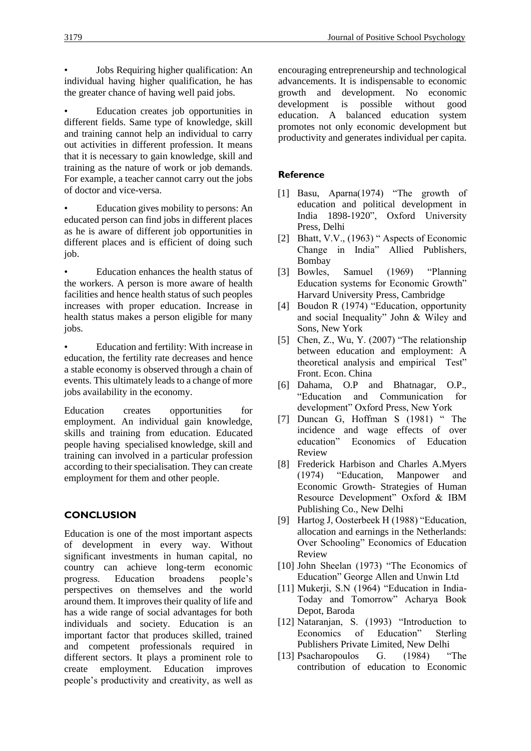- Jobs Requiring higher qualification: An individual having higher qualification, he has the greater chance of having well paid jobs.

- Education creates job opportunities in different fields. Same type of knowledge, skill and training cannot help an individual to carry out activities in different profession. It means that it is necessary to gain knowledge, skill and training as the nature of work or job demands. For example, a teacher cannot carry out the jobs of doctor and vice-versa.

- Education gives mobility to persons: An educated person can find jobs in different places as he is aware of different job opportunities in different places and is efficient of doing such job.

- Education enhances the health status of the workers. A person is more aware of health facilities and hence health status of such peoples increases with proper education. Increase in health status makes a person eligible for many jobs.

- Education and fertility: With increase in education, the fertility rate decreases and hence a stable economy is observed through a chain of events. This ultimately leads to a change of more jobs availability in the economy.

Education creates opportunities for employment. An individual gain knowledge, skills and training from education. Educated people having specialised knowledge, skill and training can involved in a particular profession according to their specialisation. They can create employment for them and other people.

## CONCLUSION

Education is one of the most important aspects of development in every way. Without significant investments in human capital, no country can achieve long-term economic progress. Education broadens people's perspectives on themselves and the world around them. It improves their quality of life and has a wide range of social advantages for both individuals and society. Education is an important factor that produces skilled, trained and competent professionals required in different sectors. It plays a prominent role to create employment. Education improves people's productivity and creativity, as well as encouraging entrepreneurship and technological advancements. It is indispensable to economic growth and development. No economic development is possible without good education. A balanced education system promotes not only economic development but productivity and generates individual per capita.

## Reference

[1] Basu, Aparna(1974) "The growth of education and political development in India 1898-1920", Oxford University Press, Delhi

[2] Bhatt, V.V., (1963) " Aspects of Economic Change in India" Allied Publishers, Bombay

[3] Bowles, Samuel (1969) "Planning Education systems for Economic Growth" Harvard University Press, Cambridge

[4] Boudon R (1974) "Education, opportunity and social Inequality" John & Wiley and Sons, New York

[5] Chen, Z., Wu, Y. (2007) "The relationship between education and employment: A theoretical analysis and empirical Test" Front. Econ. China

[6] Dahama, O.P and Bhatnagar, O.P., "Education and Communication for development" Oxford Press, New York

[7] Duncan G, Hoffman S (1981) " The incidence and wage effects of over education" Economics of Education Review

[8] Frederick Harbison and Charles A.Myers (1974) "Education, Manpower and Economic Growth- Strategies of Human Resource Development" Oxford & IBM Publishing Co., New Delhi

[9] Hartog J, Oosterbeek H (1988) "Education, allocation and earnings in the Netherlands: Over Schooling" Economics of Education Review

[10] John Sheelan (1973) "The Economics of Education" George Allen and Unwin Ltd

[11] Mukerji, S.N (1964) "Education in India-Today and Tomorrow" Acharya Book Depot, Baroda

[12] Nataranjan, S. (1993) "Introduction to Economics of Education" Sterling Publishers Private Limited, New Delhi

[13] Psacharopoulos G. (1984) "The contribution of education to Economic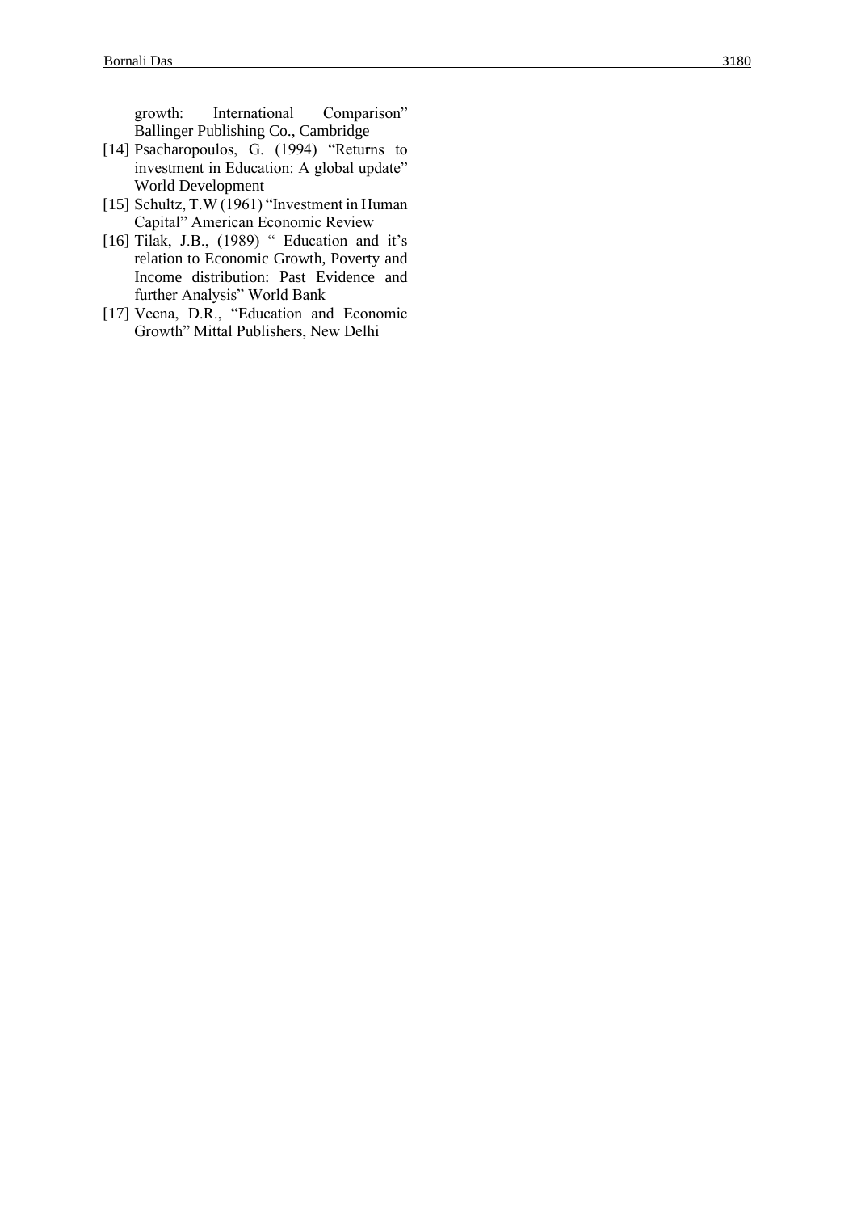growth: International Comparison" Ballinger Publishing Co., Cambridge

[14] Psacharopoulos, G. (1994) "Returns to investment in Education: A global update" World Development

[15] Schultz, T.W (1961) "Investment in Human Capital" American Economic Review

[16] Tilak, J.B., (1989) " Education and it's relation to Economic Growth, Poverty and Income distribution: Past Evidence and further Analysis" World Bank

[17] Veena, D.R., "Education and Economic Growth" Mittal Publishers, New Delhi